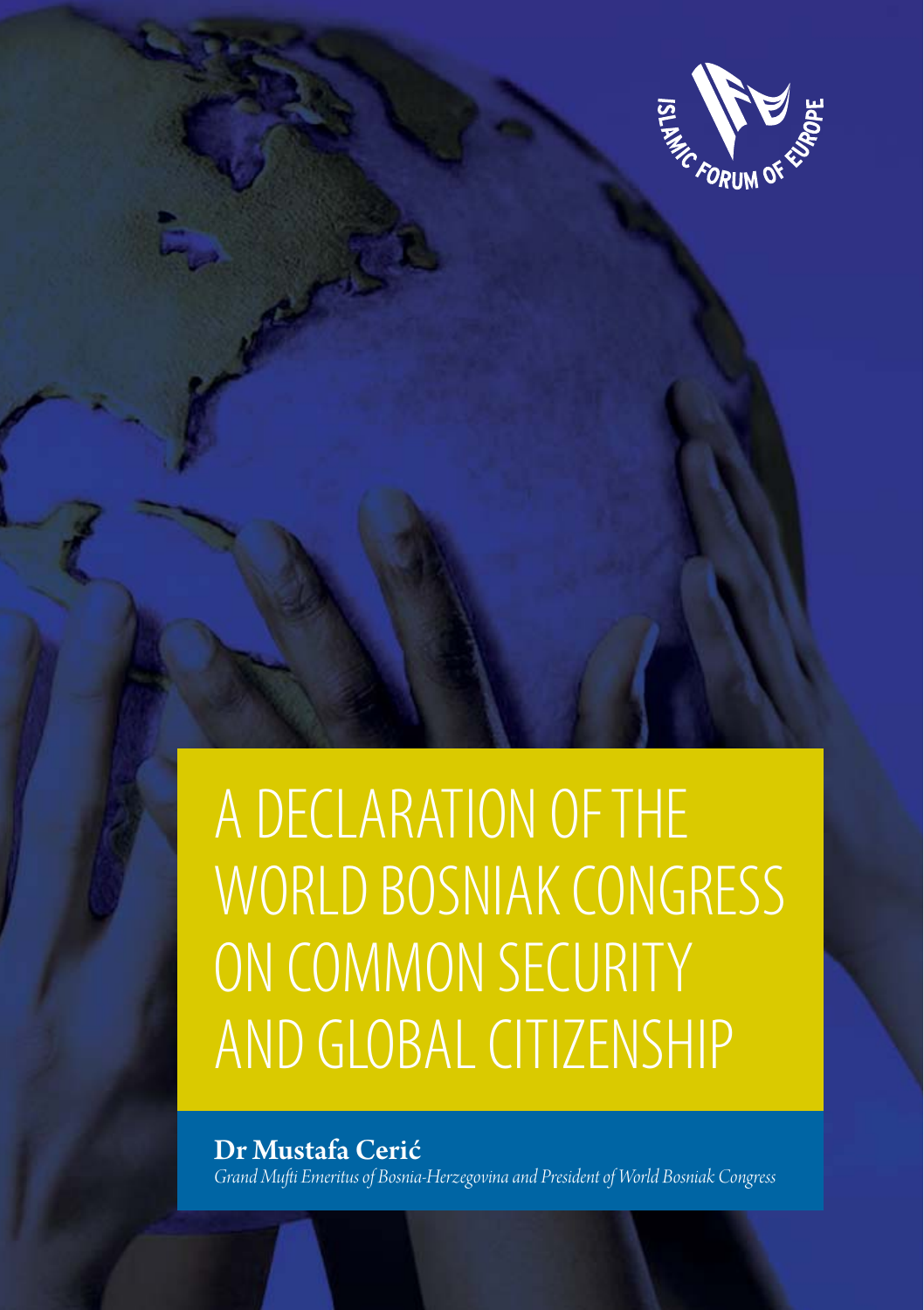ISLAMIC FORUM OF EUROPE

# A DECLARATION OF THE WORLD BOSNIAK CONGRESS ON COMMON SECURITY AND GLOBAL CITIZENSHIP

**Dr Mustafa Cerić**

*Grand Mufti Emeritus of Bosnia-Herzegovina and President of World Bosniak Congress*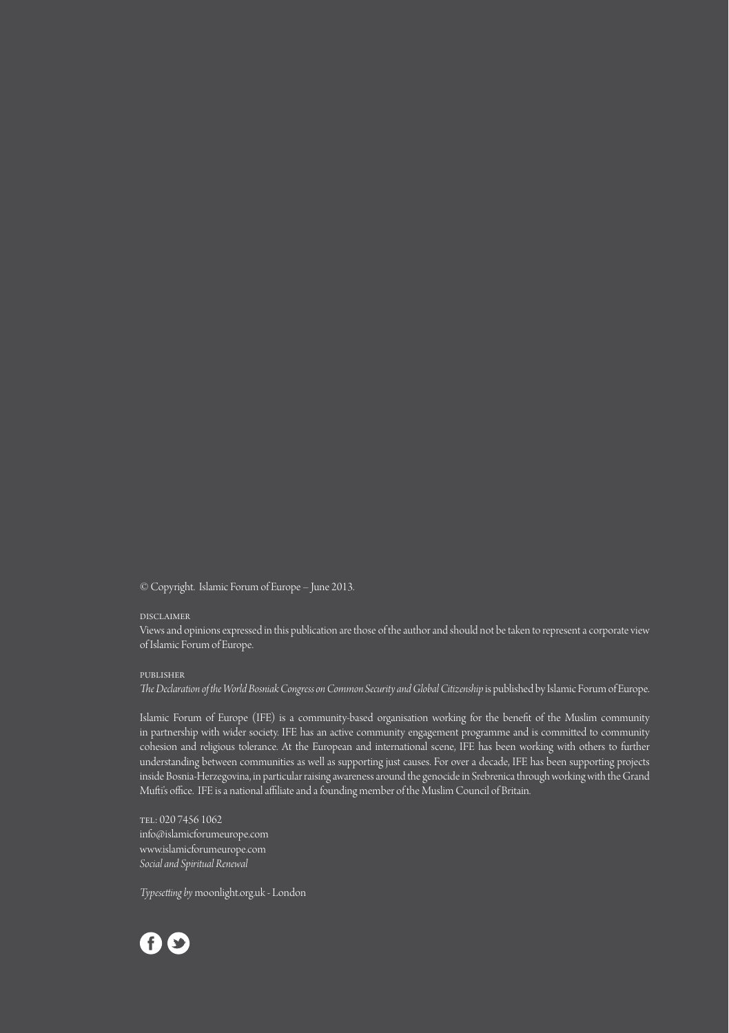© Copyright. Islamic Forum of Europe – June 2013.

DISCLAIMER

Views and opinions expressed in this publication are those of the author and should not be taken to represent a corporate view of Islamic Forum of Europe.

PUBLISHER

*The Declaration of the World Bosniak Congress on Common Security and Global Citizenship* is published by Islamic Forum of Europe.

Islamic Forum of Europe (IFE) is a community-based organisation working for the benefit of the Muslim community in partnership with wider society. IFE has an active community engagement programme and is committed to community cohesion and religious tolerance. At the European and international scene, IFE has been working with others to further understanding between communities as well as supporting just causes. For over a decade, IFE has been supporting projects inside Bosnia-Herzegovina, in particular raising awareness around the genocide in Srebrenica through working with the Grand Mufti's office. IFE is a national affiliate and a founding member of the Muslim Council of Britain.

TEL: 020 7456 1062
info@islamicforumeurope.com
www.islamicforumeurope.com
*Social and Spiritual Renewal*

*Typesetting by* moonlight.org.uk - London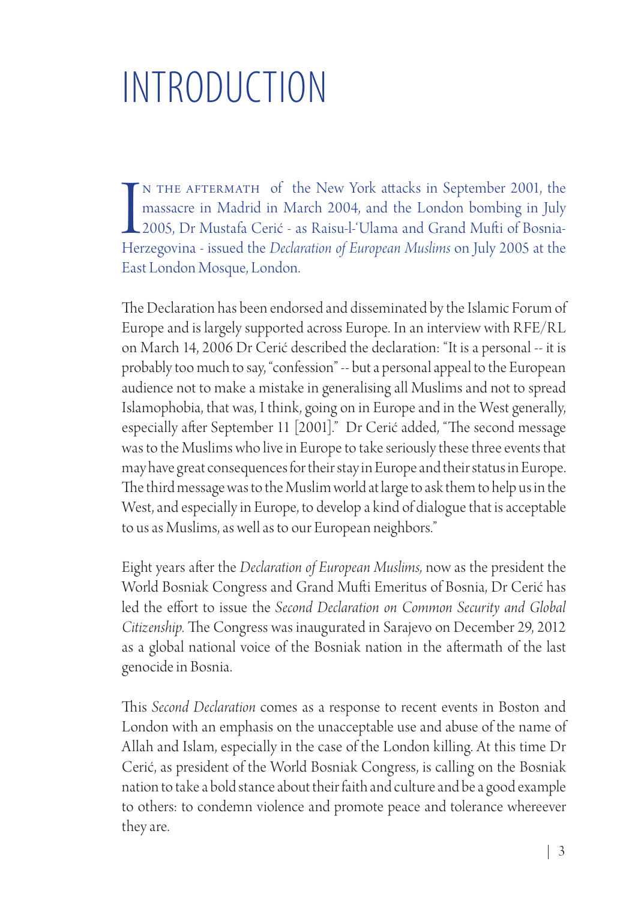# INTRODUCTION

In the aftermath of the New York attacks in September 2001, the massacre in Madrid in March 2004, and the London bombing in July 2005, Dr Mustafa Cerić - as Raisu-l-'Ulama and Grand Mufti of Bosnia-Herzegovina - issued the *Declaration of European Muslims* on July 2005 at the East London Mosque, London.

The Declaration has been endorsed and disseminated by the Islamic Forum of Europe and is largely supported across Europe. In an interview with RFE/RL on March 14, 2006 Dr Cerić described the declaration: "It is a personal -- it is probably too much to say, "confession" -- but a personal appeal to the European audience not to make a mistake in generalising all Muslims and not to spread Islamophobia, that was, I think, going on in Europe and in the West generally, especially after September 11 [2001]." Dr Cerić added, "The second message was to the Muslims who live in Europe to take seriously these three events that may have great consequences for their stay in Europe and their status in Europe. The third message was to the Muslim world at large to ask them to help us in the West, and especially in Europe, to develop a kind of dialogue that is acceptable to us as Muslims, as well as to our European neighbors."

Eight years after the *Declaration of European Muslims,* now as the president the World Bosniak Congress and Grand Mufti Emeritus of Bosnia, Dr Cerić has led the effort to issue the *Second Declaration on Common Security and Global Citizenship.* The Congress was inaugurated in Sarajevo on December 29, 2012 as a global national voice of the Bosniak nation in the aftermath of the last genocide in Bosnia.

This *Second Declaration* comes as a response to recent events in Boston and London with an emphasis on the unacceptable use and abuse of the name of Allah and Islam, especially in the case of the London killing. At this time Dr Cerić, as president of the World Bosniak Congress, is calling on the Bosniak nation to take a bold stance about their faith and culture and be a good example to others: to condemn violence and promote peace and tolerance whereever they are.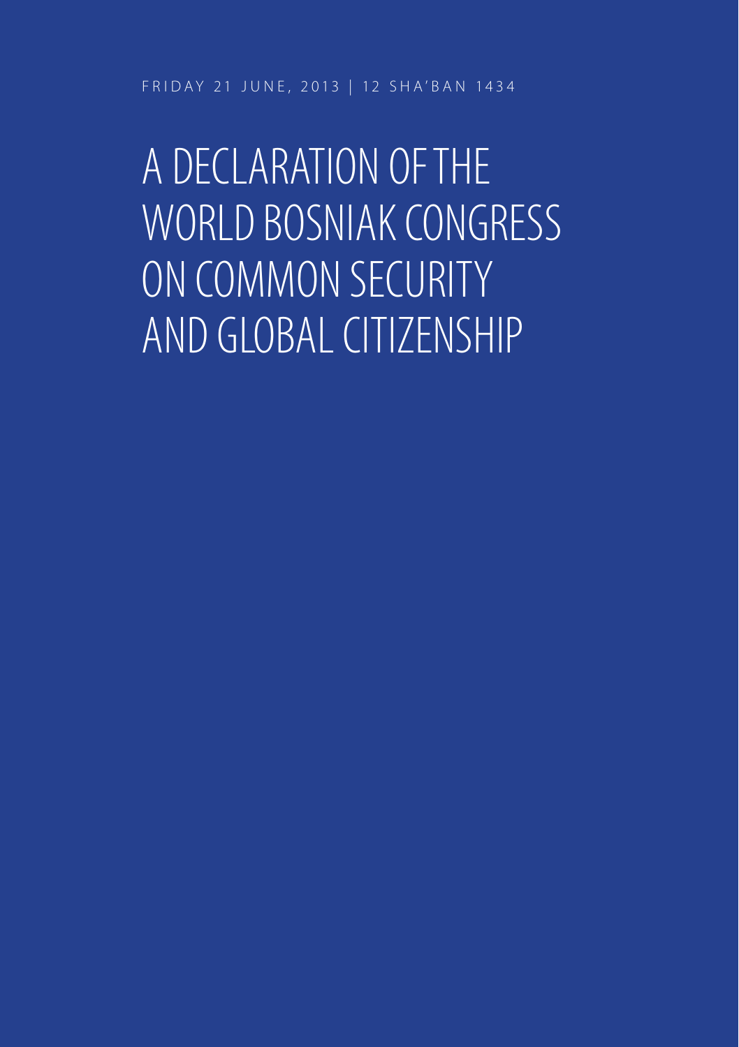FRIDAY 21 JUNE, 2013 | 12 SHA'BAN 1434

# A DECLARATION OF THE WORLD BOSNIAK CONGRESS ON COMMON SECURITY AND GLOBAL CITIZENSHIP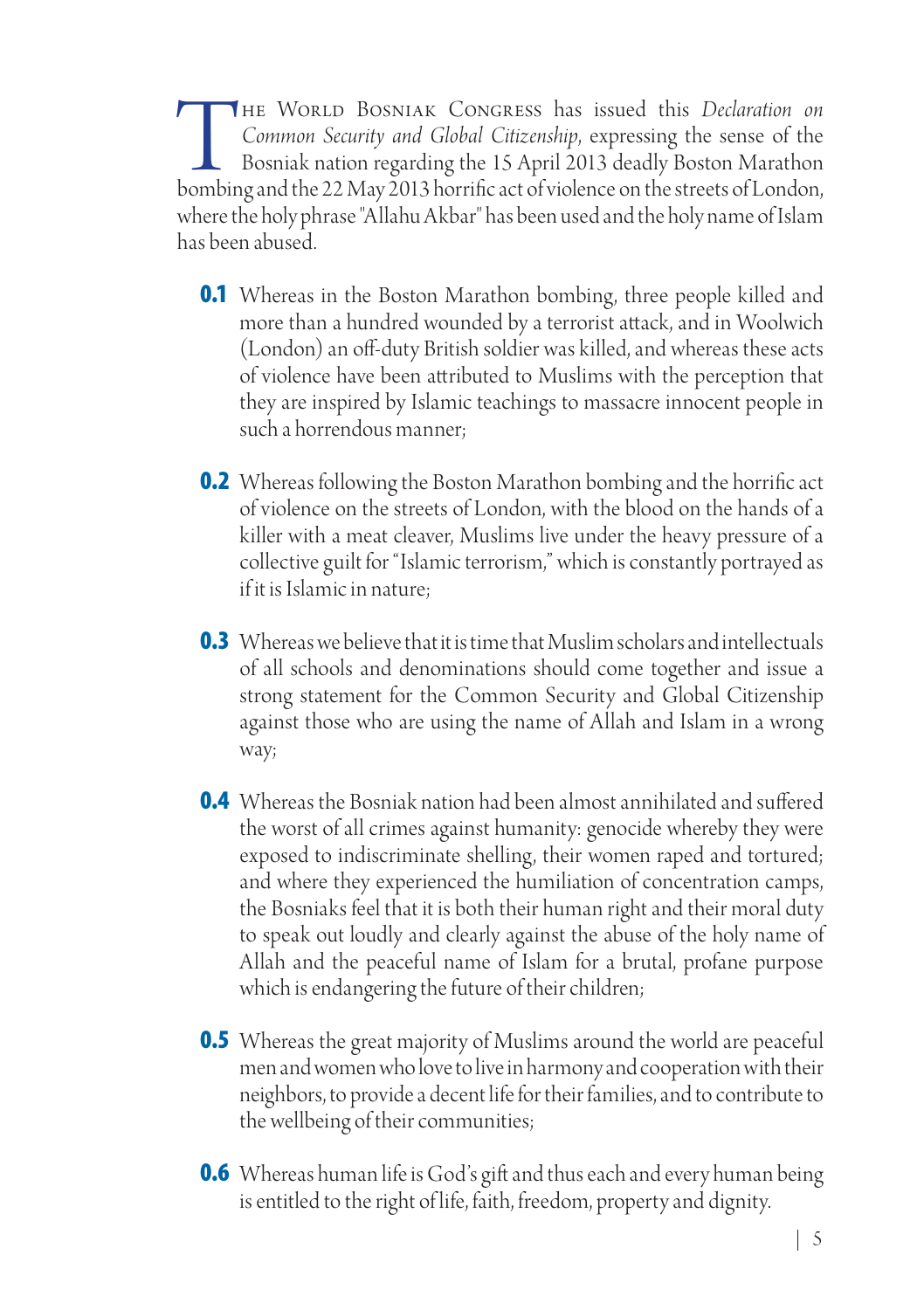The World Bosniak Congress has issued this *Declaration on Common Security and Global Citizenship*, expressing the sense of the Bosniak nation regarding the 15 April 2013 deadly Boston Marathon bombing and the 22 May 2013 horrific act of violence on the streets of London, where the holy phrase "Allahu Akbar" has been used and the holy name of Islam has been abused.

**0.1** Whereas in the Boston Marathon bombing, three people killed and more than a hundred wounded by a terrorist attack, and in Woolwich (London) an off-duty British soldier was killed, and whereas these acts of violence have been attributed to Muslims with the perception that they are inspired by Islamic teachings to massacre innocent people in such a horrendous manner;

**0.2** Whereas following the Boston Marathon bombing and the horrific act of violence on the streets of London, with the blood on the hands of a killer with a meat cleaver, Muslims live under the heavy pressure of a collective guilt for "Islamic terrorism," which is constantly portrayed as if it is Islamic in nature;

**0.3** Whereas we believe that it is time that Muslim scholars and intellectuals of all schools and denominations should come together and issue a strong statement for the Common Security and Global Citizenship against those who are using the name of Allah and Islam in a wrong way;

**0.4** Whereas the Bosniak nation had been almost annihilated and suffered the worst of all crimes against humanity: genocide whereby they were exposed to indiscriminate shelling, their women raped and tortured; and where they experienced the humiliation of concentration camps, the Bosniaks feel that it is both their human right and their moral duty to speak out loudly and clearly against the abuse of the holy name of Allah and the peaceful name of Islam for a brutal, profane purpose which is endangering the future of their children;

**0.5** Whereas the great majority of Muslims around the world are peaceful men and women who love to live in harmony and cooperation with their neighbors, to provide a decent life for their families, and to contribute to the wellbeing of their communities;

**0.6** Whereas human life is God's gift and thus each and every human being is entitled to the right of life, faith, freedom, property and dignity.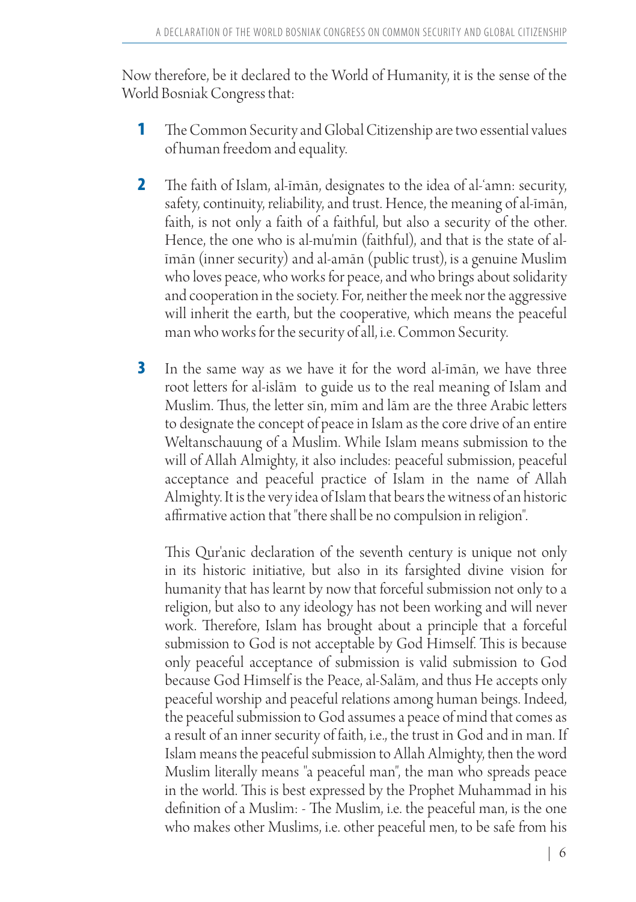Now therefore, be it declared to the World of Humanity, it is the sense of the World Bosniak Congress that:

1. The Common Security and Global Citizenship are two essential values of human freedom and equality.

2. The faith of Islam, al-īmān, designates to the idea of al-'amn: security, safety, continuity, reliability, and trust. Hence, the meaning of al-īmān, faith, is not only a faith of a faithful, but also a security of the other. Hence, the one who is al-mu'min (faithful), and that is the state of al-īmān (inner security) and al-amān (public trust), is a genuine Muslim who loves peace, who works for peace, and who brings about solidarity and cooperation in the society. For, neither the meek nor the aggressive will inherit the earth, but the cooperative, which means the peaceful man who works for the security of all, i.e. Common Security.

3. In the same way as we have it for the word al-īmān, we have three root letters for al-islām to guide us to the real meaning of Islam and Muslim. Thus, the letter sīn, mīm and lām are the three Arabic letters to designate the concept of peace in Islam as the core drive of an entire Weltanschauung of a Muslim. While Islam means submission to the will of Allah Almighty, it also includes: peaceful submission, peaceful acceptance and peaceful practice of Islam in the name of Allah Almighty. It is the very idea of Islam that bears the witness of an historic affirmative action that "there shall be no compulsion in religion".

   This Qur'anic declaration of the seventh century is unique not only in its historic initiative, but also in its farsighted divine vision for humanity that has learnt by now that forceful submission not only to a religion, but also to any ideology has not been working and will never work. Therefore, Islam has brought about a principle that a forceful submission to God is not acceptable by God Himself. This is because only peaceful acceptance of submission is valid submission to God because God Himself is the Peace, al-Salām, and thus He accepts only peaceful worship and peaceful relations among human beings. Indeed, the peaceful submission to God assumes a peace of mind that comes as a result of an inner security of faith, i.e., the trust in God and in man. If Islam means the peaceful submission to Allah Almighty, then the word Muslim literally means "a peaceful man", the man who spreads peace in the world. This is best expressed by the Prophet Muhammad in his definition of a Muslim: - The Muslim, i.e. the peaceful man, is the one who makes other Muslims, i.e. other peaceful men, to be safe from his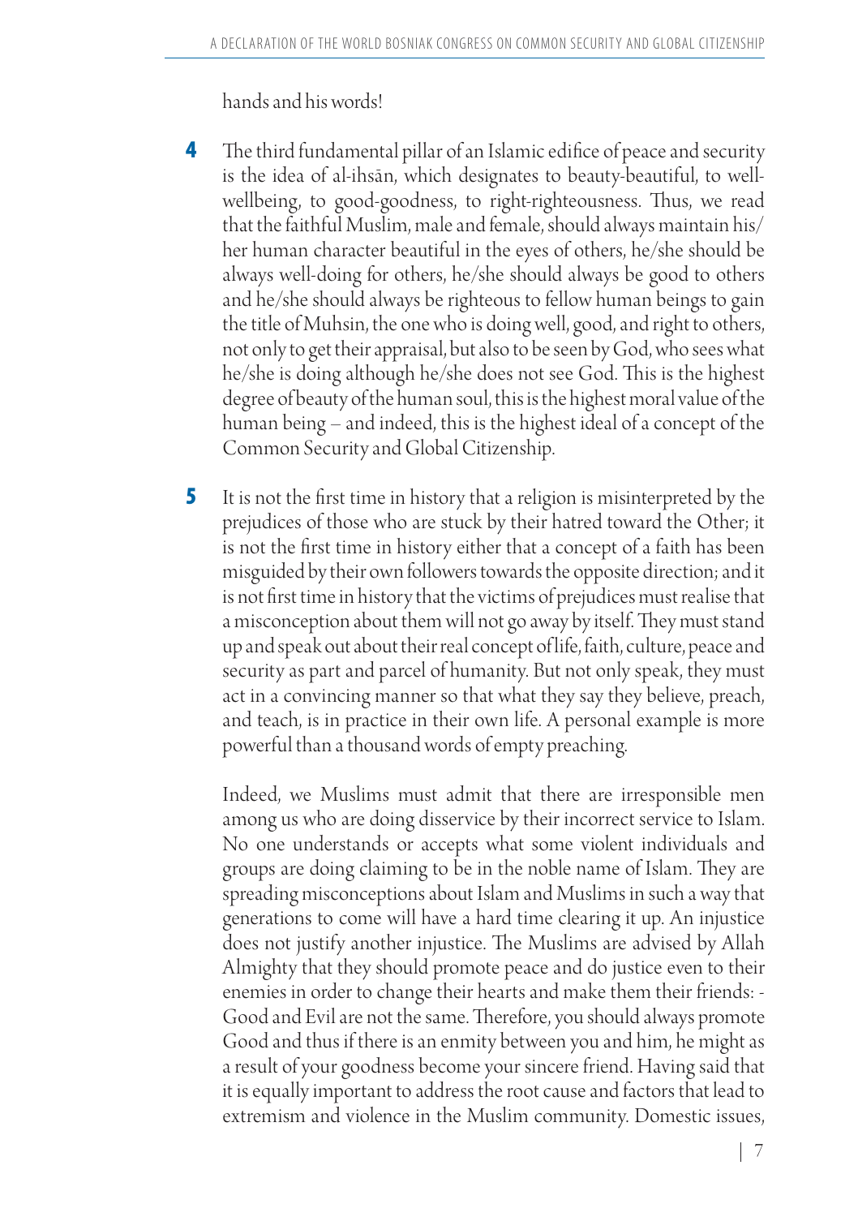hands and his words!

**4** The third fundamental pillar of an Islamic edifice of peace and security is the idea of al-ihsān, which designates to beauty-beautiful, to well-wellbeing, to good-goodness, to right-righteousness. Thus, we read that the faithful Muslim, male and female, should always maintain his/her human character beautiful in the eyes of others, he/she should be always well-doing for others, he/she should always be good to others and he/she should always be righteous to fellow human beings to gain the title of Muhsin, the one who is doing well, good, and right to others, not only to get their appraisal, but also to be seen by God, who sees what he/she is doing although he/she does not see God. This is the highest degree of beauty of the human soul, this is the highest moral value of the human being – and indeed, this is the highest ideal of a concept of the Common Security and Global Citizenship.

**5** It is not the first time in history that a religion is misinterpreted by the prejudices of those who are stuck by their hatred toward the Other; it is not the first time in history either that a concept of a faith has been misguided by their own followers towards the opposite direction; and it is not first time in history that the victims of prejudices must realise that a misconception about them will not go away by itself. They must stand up and speak out about their real concept of life, faith, culture, peace and security as part and parcel of humanity. But not only speak, they must act in a convincing manner so that what they say they believe, preach, and teach, is in practice in their own life. A personal example is more powerful than a thousand words of empty preaching.

Indeed, we Muslims must admit that there are irresponsible men among us who are doing disservice by their incorrect service to Islam. No one understands or accepts what some violent individuals and groups are doing claiming to be in the noble name of Islam. They are spreading misconceptions about Islam and Muslims in such a way that generations to come will have a hard time clearing it up. An injustice does not justify another injustice. The Muslims are advised by Allah Almighty that they should promote peace and do justice even to their enemies in order to change their hearts and make them their friends: - Good and Evil are not the same. Therefore, you should always promote Good and thus if there is an enmity between you and him, he might as a result of your goodness become your sincere friend. Having said that it is equally important to address the root cause and factors that lead to extremism and violence in the Muslim community. Domestic issues,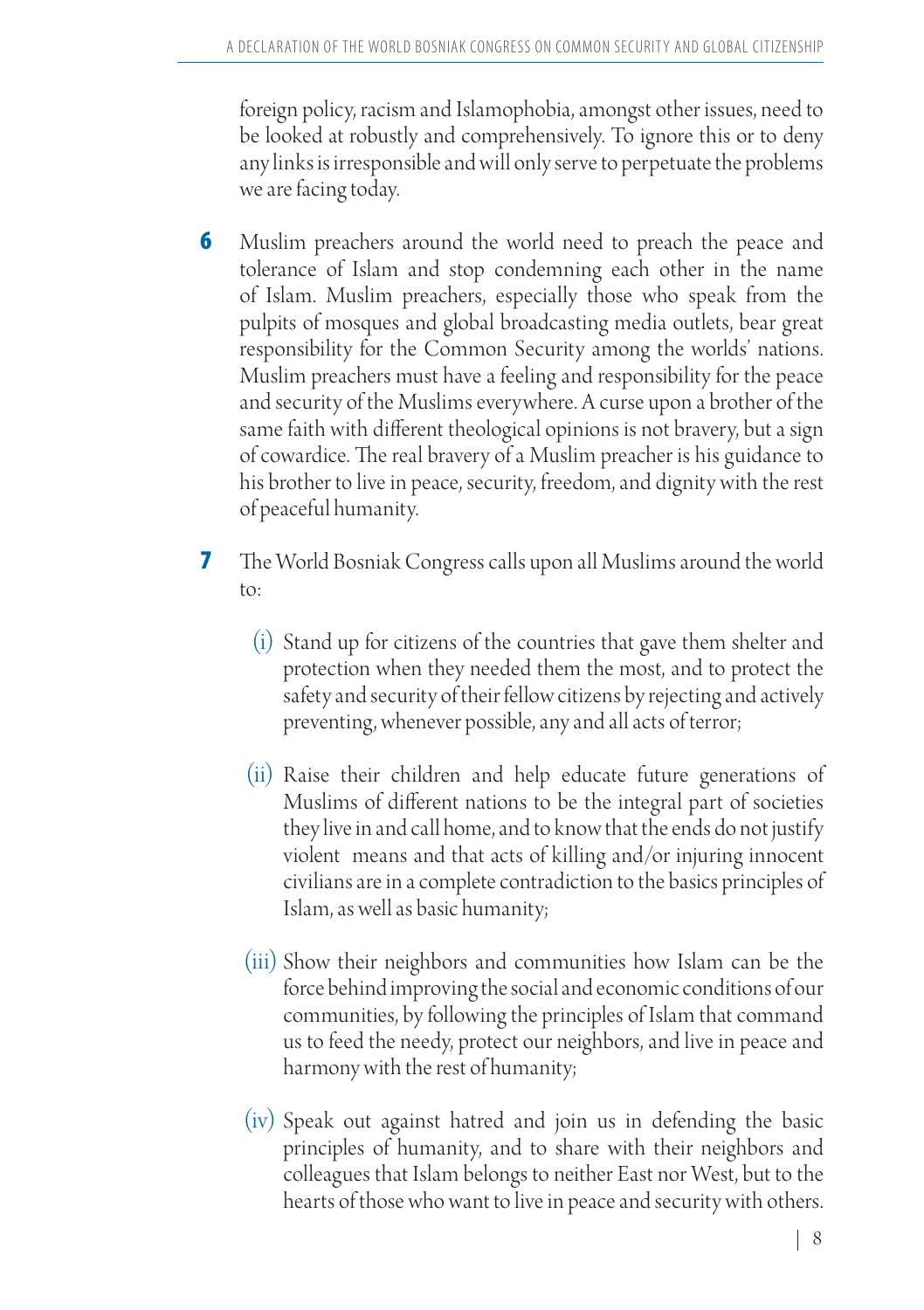foreign policy, racism and Islamophobia, amongst other issues, need to be looked at robustly and comprehensively. To ignore this or to deny any links is irresponsible and will only serve to perpetuate the problems we are facing today.

**6** Muslim preachers around the world need to preach the peace and tolerance of Islam and stop condemning each other in the name of Islam. Muslim preachers, especially those who speak from the pulpits of mosques and global broadcasting media outlets, bear great responsibility for the Common Security among the worlds' nations. Muslim preachers must have a feeling and responsibility for the peace and security of the Muslims everywhere. A curse upon a brother of the same faith with different theological opinions is not bravery, but a sign of cowardice. The real bravery of a Muslim preacher is his guidance to his brother to live in peace, security, freedom, and dignity with the rest of peaceful humanity.

**7** The World Bosniak Congress calls upon all Muslims around the world to:

(i) Stand up for citizens of the countries that gave them shelter and protection when they needed them the most, and to protect the safety and security of their fellow citizens by rejecting and actively preventing, whenever possible, any and all acts of terror;

(ii) Raise their children and help educate future generations of Muslims of different nations to be the integral part of societies they live in and call home, and to know that the ends do not justify violent means and that acts of killing and/or injuring innocent civilians are in a complete contradiction to the basics principles of Islam, as well as basic humanity;

(iii) Show their neighbors and communities how Islam can be the force behind improving the social and economic conditions of our communities, by following the principles of Islam that command us to feed the needy, protect our neighbors, and live in peace and harmony with the rest of humanity;

(iv) Speak out against hatred and join us in defending the basic principles of humanity, and to share with their neighbors and colleagues that Islam belongs to neither East nor West, but to the hearts of those who want to live in peace and security with others.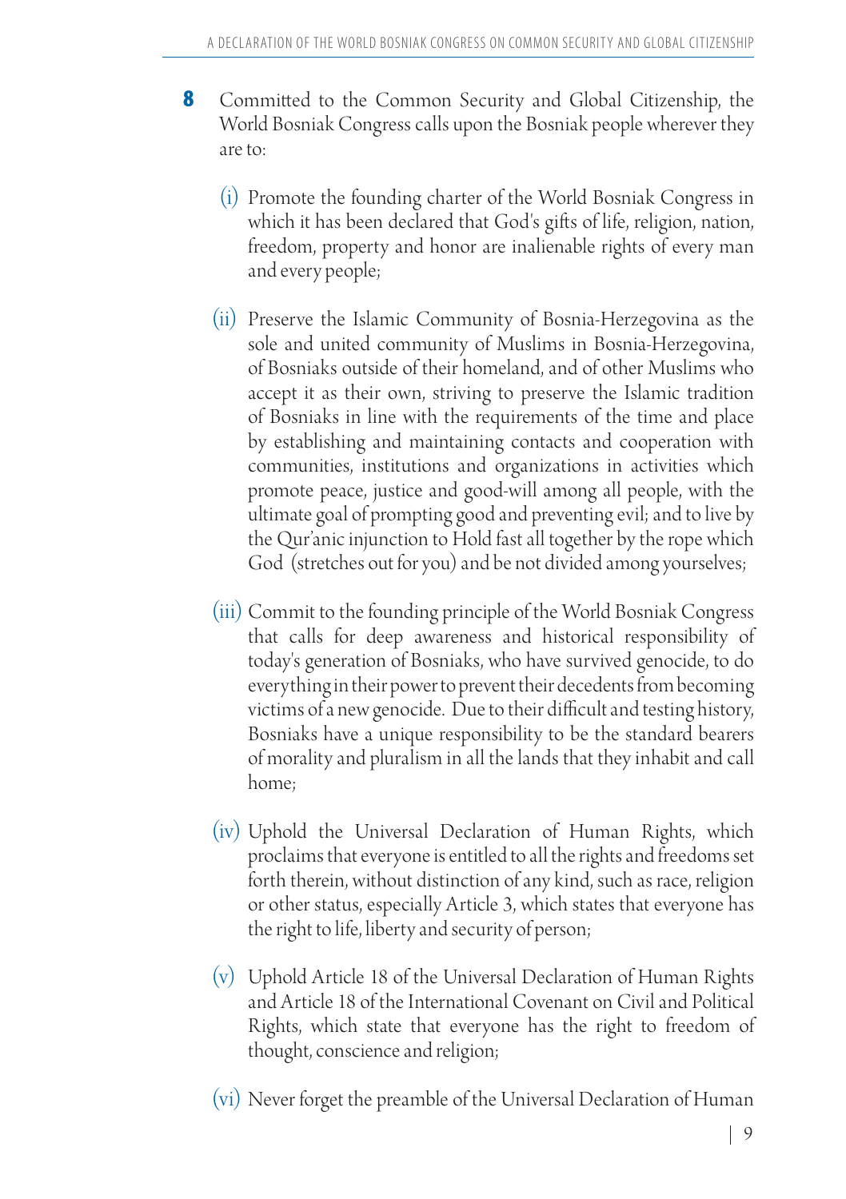**8** Committed to the Common Security and Global Citizenship, the World Bosniak Congress calls upon the Bosniak people wherever they are to:

(i) Promote the founding charter of the World Bosniak Congress in which it has been declared that God's gifts of life, religion, nation, freedom, property and honor are inalienable rights of every man and every people;

(ii) Preserve the Islamic Community of Bosnia-Herzegovina as the sole and united community of Muslims in Bosnia-Herzegovina, of Bosniaks outside of their homeland, and of other Muslims who accept it as their own, striving to preserve the Islamic tradition of Bosniaks in line with the requirements of the time and place by establishing and maintaining contacts and cooperation with communities, institutions and organizations in activities which promote peace, justice and good-will among all people, with the ultimate goal of prompting good and preventing evil; and to live by the Qur'anic injunction to Hold fast all together by the rope which God (stretches out for you) and be not divided among yourselves;

(iii) Commit to the founding principle of the World Bosniak Congress that calls for deep awareness and historical responsibility of today's generation of Bosniaks, who have survived genocide, to do everything in their power to prevent their decedents from becoming victims of a new genocide. Due to their difficult and testing history, Bosniaks have a unique responsibility to be the standard bearers of morality and pluralism in all the lands that they inhabit and call home;

(iv) Uphold the Universal Declaration of Human Rights, which proclaims that everyone is entitled to all the rights and freedoms set forth therein, without distinction of any kind, such as race, religion or other status, especially Article 3, which states that everyone has the right to life, liberty and security of person;

(v) Uphold Article 18 of the Universal Declaration of Human Rights and Article 18 of the International Covenant on Civil and Political Rights, which state that everyone has the right to freedom of thought, conscience and religion;

(vi) Never forget the preamble of the Universal Declaration of Human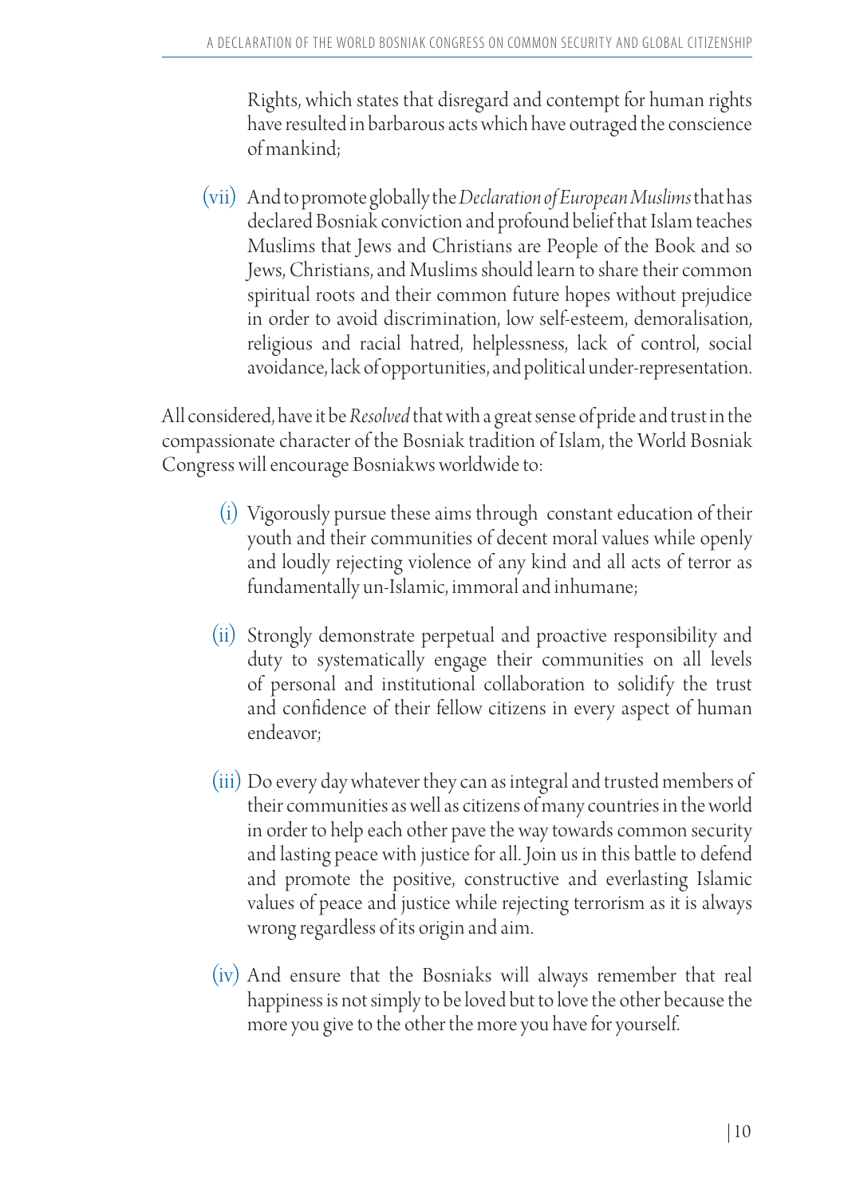Rights, which states that disregard and contempt for human rights have resulted in barbarous acts which have outraged the conscience of mankind;

(vii) And to promote globally the *Declaration of European Muslims* that has declared Bosniak conviction and profound belief that Islam teaches Muslims that Jews and Christians are People of the Book and so Jews, Christians, and Muslims should learn to share their common spiritual roots and their common future hopes without prejudice in order to avoid discrimination, low self-esteem, demoralisation, religious and racial hatred, helplessness, lack of control, social avoidance, lack of opportunities, and political under-representation.

All considered, have it be *Resolved* that with a great sense of pride and trust in the compassionate character of the Bosniak tradition of Islam, the World Bosniak Congress will encourage Bosniakws worldwide to:

(i) Vigorously pursue these aims through constant education of their youth and their communities of decent moral values while openly and loudly rejecting violence of any kind and all acts of terror as fundamentally un-Islamic, immoral and inhumane;

(ii) Strongly demonstrate perpetual and proactive responsibility and duty to systematically engage their communities on all levels of personal and institutional collaboration to solidify the trust and confidence of their fellow citizens in every aspect of human endeavor;

(iii) Do every day whatever they can as integral and trusted members of their communities as well as citizens of many countries in the world in order to help each other pave the way towards common security and lasting peace with justice for all. Join us in this battle to defend and promote the positive, constructive and everlasting Islamic values of peace and justice while rejecting terrorism as it is always wrong regardless of its origin and aim.

(iv) And ensure that the Bosniaks will always remember that real happiness is not simply to be loved but to love the other because the more you give to the other the more you have for yourself.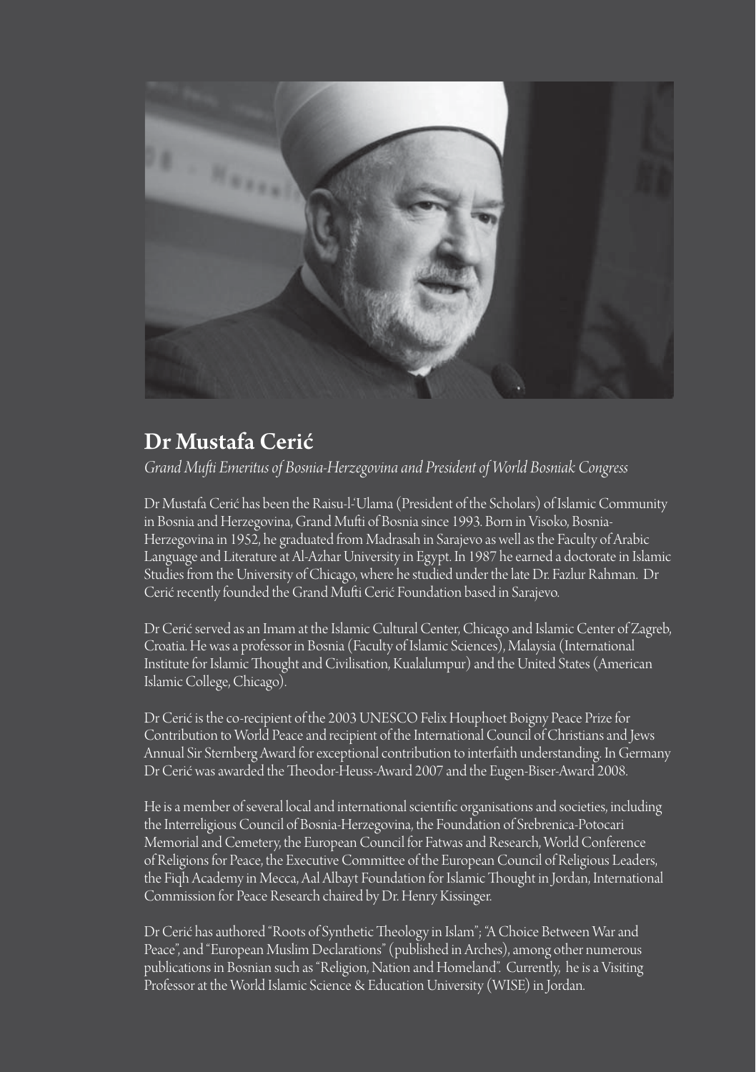## Dr Mustafa Cerić

*Grand Mufti Emeritus of Bosnia-Herzegovina and President of World Bosniak Congress*

Dr Mustafa Cerić has been the Raisu-l-'Ulama (President of the Scholars) of Islamic Community in Bosnia and Herzegovina, Grand Mufti of Bosnia since 1993. Born in Visoko, Bosnia-Herzegovina in 1952, he graduated from Madrasah in Sarajevo as well as the Faculty of Arabic Language and Literature at Al-Azhar University in Egypt. In 1987 he earned a doctorate in Islamic Studies from the University of Chicago, where he studied under the late Dr. Fazlur Rahman. Dr Cerić recently founded the Grand Mufti Cerić Foundation based in Sarajevo.

Dr Cerić served as an Imam at the Islamic Cultural Center, Chicago and Islamic Center of Zagreb, Croatia. He was a professor in Bosnia (Faculty of Islamic Sciences), Malaysia (International Institute for Islamic Thought and Civilisation, Kualalumpur) and the United States (American Islamic College, Chicago).

Dr Cerić is the co-recipient of the 2003 UNESCO Felix Houphoet Boigny Peace Prize for Contribution to World Peace and recipient of the International Council of Christians and Jews Annual Sir Sternberg Award for exceptional contribution to interfaith understanding. In Germany Dr Cerić was awarded the Theodor-Heuss-Award 2007 and the Eugen-Biser-Award 2008.

He is a member of several local and international scientific organisations and societies, including the Interreligious Council of Bosnia-Herzegovina, the Foundation of Srebrenica-Potocari Memorial and Cemetery, the European Council for Fatwas and Research, World Conference of Religions for Peace, the Executive Committee of the European Council of Religious Leaders, the Fiqh Academy in Mecca, Aal Albayt Foundation for Islamic Thought in Jordan, International Commission for Peace Research chaired by Dr. Henry Kissinger.

Dr Cerić has authored "Roots of Synthetic Theology in Islam"; "A Choice Between War and Peace", and "European Muslim Declarations" (published in Arches), among other numerous publications in Bosnian such as "Religion, Nation and Homeland". Currently, he is a Visiting Professor at the World Islamic Science & Education University (WISE) in Jordan.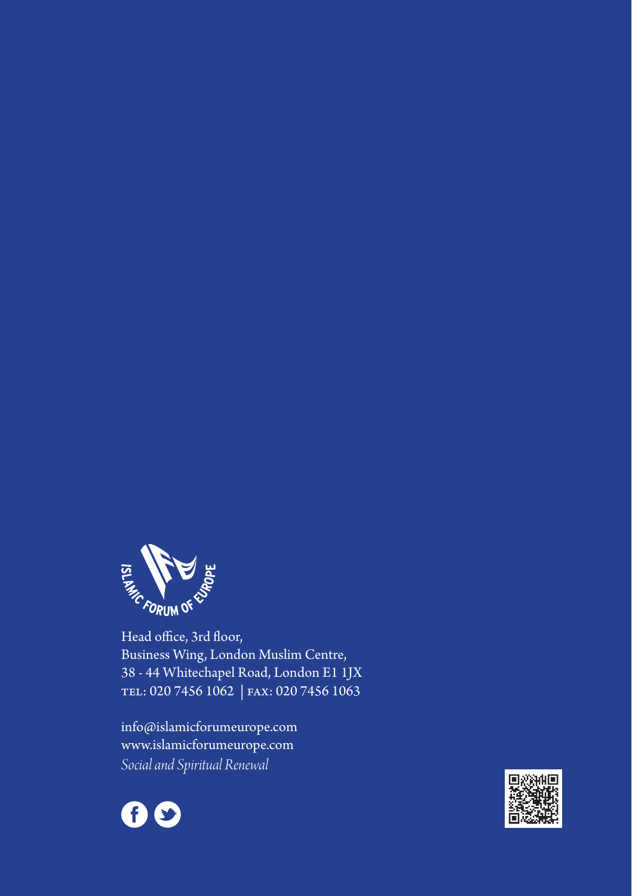ISLAMIC FORUM OF EUROPE

Head office, 3rd floor,
Business Wing, London Muslim Centre,
38 - 44 Whitechapel Road, London E1 1JX
TEL: 020 7456 1062 | FAX: 020 7456 1063

info@islamicforumeurope.com
www.islamicforumeurope.com
*Social and Spiritual Renewal*